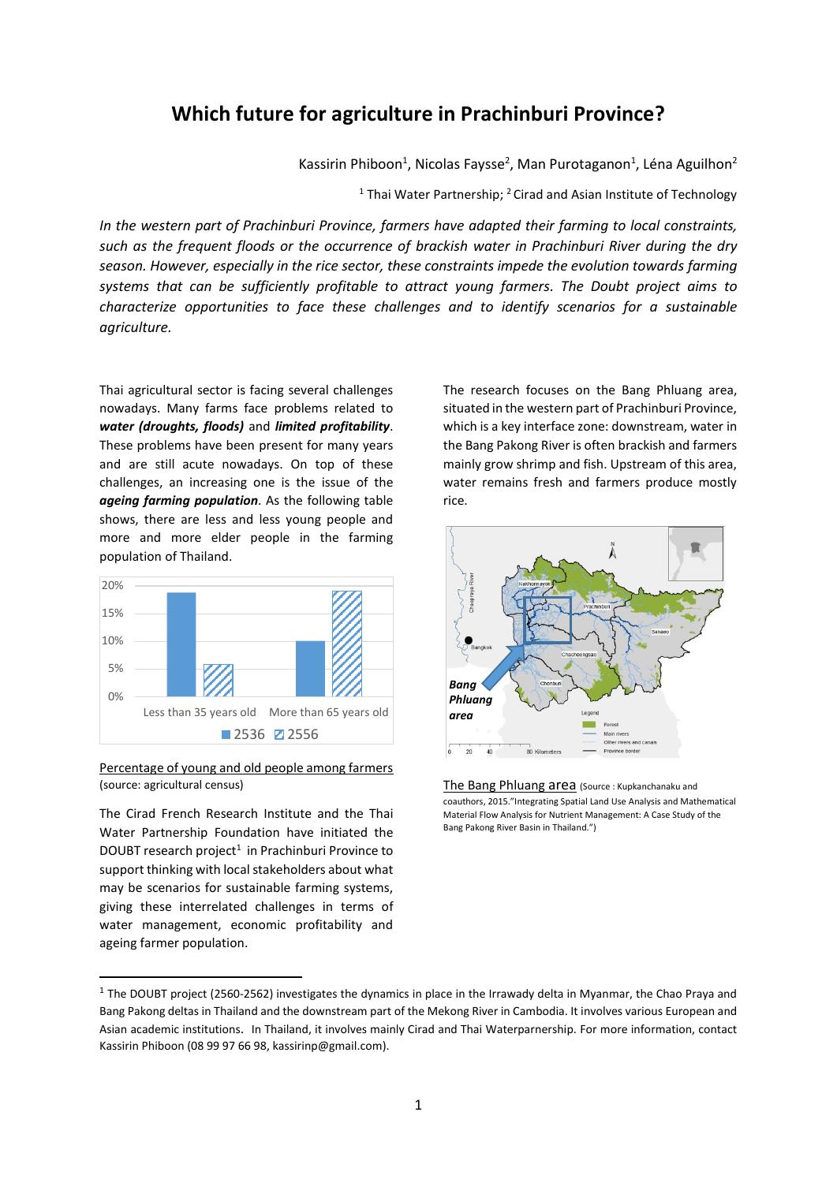# Which future for agriculture in Prachinburi Province?

Kassirin Phiboon[1], Nicolas Faysse[2], Man Purotaganon[1], Léna Aguilhon[2]

[1] Thai Water Partnership; [2] Cirad and Asian Institute of Technology

*In the western part of Prachinburi Province, farmers have adapted their farming to local constraints, such as the frequent floods or the occurrence of brackish water in Prachinburi River during the dry season. However, especially in the rice sector, these constraints impede the evolution towards farming systems that can be sufficiently profitable to attract young farmers. The Doubt project aims to characterize opportunities to face these challenges and to identify scenarios for a sustainable agriculture.*

Thai agricultural sector is facing several challenges nowadays. Many farms face problems related to ***water (droughts, floods)*** and ***limited profitability***. These problems have been present for many years and are still acute nowadays. On top of these challenges, an increasing one is the issue of the ***ageing farming population***. As the following table shows, there are less and less young people and more and more elder people in the farming population of Thailand.

Percentage of young and old people among farmers (source: agricultural census)

The Cirad French Research Institute and the Thai Water Partnership Foundation have initiated the DOUBT research project[1] in Prachinburi Province to support thinking with local stakeholders about what may be scenarios for sustainable farming systems, giving these interrelated challenges in terms of water management, economic profitability and ageing farmer population.

The research focuses on the Bang Phluang area, situated in the western part of Prachinburi Province, which is a key interface zone: downstream, water in the Bang Pakong River is often brackish and farmers mainly grow shrimp and fish. Upstream of this area, water remains fresh and farmers produce mostly rice.

The Bang Phluang area (Source : Kupkanchanaku and coauthors, 2015."Integrating Spatial Land Use Analysis and Mathematical Material Flow Analysis for Nutrient Management: A Case Study of the Bang Pakong River Basin in Thailand.")

---

[1] The DOUBT project (2560-2562) investigates the dynamics in place in the Irrawady delta in Myanmar, the Chao Praya and Bang Pakong deltas in Thailand and the downstream part of the Mekong River in Cambodia. It involves various European and Asian academic institutions. In Thailand, it involves mainly Cirad and Thai Waterparnership. For more information, contact Kassirin Phiboon (08 99 97 66 98, kassirinp@gmail.com).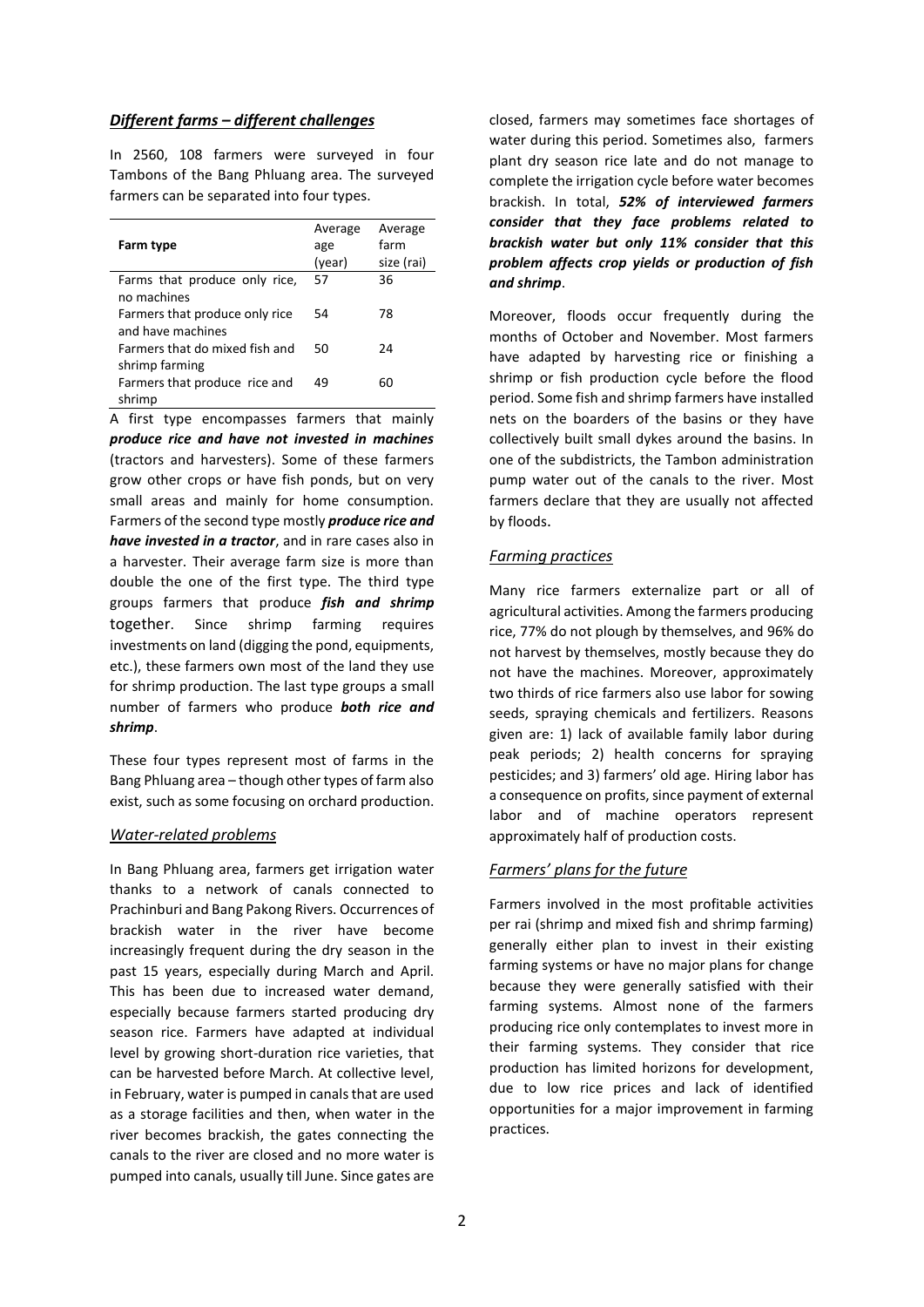## ***Different farms – different challenges***

In 2560, 108 farmers were surveyed in four Tambons of the Bang Phluang area. The surveyed farmers can be separated into four types.

| Farm type | Average age (year) | Average farm size (rai) |
|---|---|---|
| Farms that produce only rice, no machines | 57 | 36 |
| Farmers that produce only rice and have machines | 54 | 78 |
| Farmers that do mixed fish and shrimp farming | 50 | 24 |
| Farmers that produce rice and shrimp | 49 | 60 |

A first type encompasses farmers that mainly ***produce rice and have not invested in machines*** (tractors and harvesters). Some of these farmers grow other crops or have fish ponds, but on very small areas and mainly for home consumption. Farmers of the second type mostly ***produce rice and have invested in a tractor***, and in rare cases also in a harvester. Their average farm size is more than double the one of the first type. The third type groups farmers that produce ***fish and shrimp*** together. Since shrimp farming requires investments on land (digging the pond, equipments, etc.), these farmers own most of the land they use for shrimp production. The last type groups a small number of farmers who produce ***both rice and shrimp***.

These four types represent most of farms in the Bang Phluang area – though other types of farm also exist, such as some focusing on orchard production.

## *Water-related problems*

In Bang Phluang area, farmers get irrigation water thanks to a network of canals connected to Prachinburi and Bang Pakong Rivers. Occurrences of brackish water in the river have become increasingly frequent during the dry season in the past 15 years, especially during March and April. This has been due to increased water demand, especially because farmers started producing dry season rice. Farmers have adapted at individual level by growing short-duration rice varieties, that can be harvested before March. At collective level, in February, water is pumped in canals that are used as a storage facilities and then, when water in the river becomes brackish, the gates connecting the canals to the river are closed and no more water is pumped into canals, usually till June. Since gates are closed, farmers may sometimes face shortages of water during this period. Sometimes also, farmers plant dry season rice late and do not manage to complete the irrigation cycle before water becomes brackish. In total, ***52% of interviewed farmers consider that they face problems related to brackish water but only 11% consider that this problem affects crop yields or production of fish and shrimp***.

Moreover, floods occur frequently during the months of October and November. Most farmers have adapted by harvesting rice or finishing a shrimp or fish production cycle before the flood period. Some fish and shrimp farmers have installed nets on the boarders of the basins or they have collectively built small dykes around the basins. In one of the subdistricts, the Tambon administration pump water out of the canals to the river. Most farmers declare that they are usually not affected by floods.

## *Farming practices*

Many rice farmers externalize part or all of agricultural activities. Among the farmers producing rice, 77% do not plough by themselves, and 96% do not harvest by themselves, mostly because they do not have the machines. Moreover, approximately two thirds of rice farmers also use labor for sowing seeds, spraying chemicals and fertilizers. Reasons given are: 1) lack of available family labor during peak periods; 2) health concerns for spraying pesticides; and 3) farmers' old age. Hiring labor has a consequence on profits, since payment of external labor and of machine operators represent approximately half of production costs.

## *Farmers' plans for the future*

Farmers involved in the most profitable activities per rai (shrimp and mixed fish and shrimp farming) generally either plan to invest in their existing farming systems or have no major plans for change because they were generally satisfied with their farming systems. Almost none of the farmers producing rice only contemplates to invest more in their farming systems. They consider that rice production has limited horizons for development, due to low rice prices and lack of identified opportunities for a major improvement in farming practices.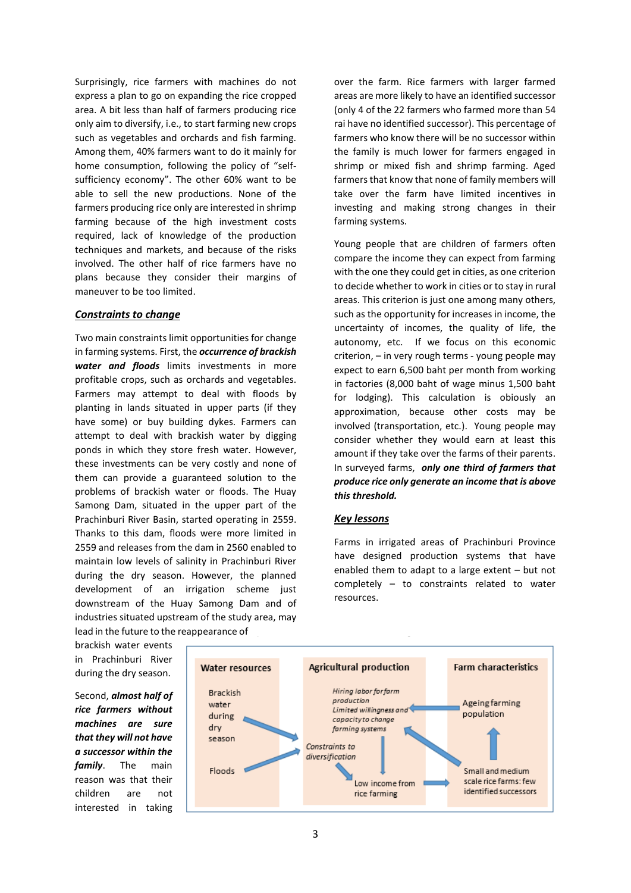Surprisingly, rice farmers with machines do not express a plan to go on expanding the rice cropped area. A bit less than half of farmers producing rice only aim to diversify, i.e., to start farming new crops such as vegetables and orchards and fish farming. Among them, 40% farmers want to do it mainly for home consumption, following the policy of "self-sufficiency economy". The other 60% want to be able to sell the new productions. None of the farmers producing rice only are interested in shrimp farming because of the high investment costs required, lack of knowledge of the production techniques and markets, and because of the risks involved. The other half of rice farmers have no plans because they consider their margins of maneuver to be too limited.

## *Constraints to change*

Two main constraints limit opportunities for change in farming systems. First, the ***occurrence of brackish water and floods*** limits investments in more profitable crops, such as orchards and vegetables. Farmers may attempt to deal with floods by planting in lands situated in upper parts (if they have some) or buy building dykes. Farmers can attempt to deal with brackish water by digging ponds in which they store fresh water. However, these investments can be very costly and none of them can provide a guaranteed solution to the problems of brackish water or floods. The Huay Samong Dam, situated in the upper part of the Prachinburi River Basin, started operating in 2559. Thanks to this dam, floods were more limited in 2559 and releases from the dam in 2560 enabled to maintain low levels of salinity in Prachinburi River during the dry season. However, the planned development of an irrigation scheme just downstream of the Huay Samong Dam and of industries situated upstream of the study area, may lead in the future to the reappearance of brackish water events in Prachinburi River during the dry season.

Second, ***almost half of rice farmers without machines are sure that they will not have a successor within the family***. The main reason was that their children are not interested in taking over the farm. Rice farmers with larger farmed areas are more likely to have an identified successor (only 4 of the 22 farmers who farmed more than 54 rai have no identified successor). This percentage of farmers who know there will be no successor within the family is much lower for farmers engaged in shrimp or mixed fish and shrimp farming. Aged farmers that know that none of family members will take over the farm have limited incentives in investing and making strong changes in their farming systems.

Young people that are children of farmers often compare the income they can expect from farming with the one they could get in cities, as one criterion to decide whether to work in cities or to stay in rural areas. This criterion is just one among many others, such as the opportunity for increases in income, the uncertainty of incomes, the quality of life, the autonomy, etc. If we focus on this economic criterion, – in very rough terms - young people may expect to earn 6,500 baht per month from working in factories (8,000 baht of wage minus 1,500 baht for lodging). This calculation is obiously an approximation, because other costs may be involved (transportation, etc.). Young people may consider whether they would earn at least this amount if they take over the farms of their parents. In surveyed farms, ***only one third of farmers that produce rice only generate an income that is above this threshold.***

## *Key lessons*

Farms in irrigated areas of Prachinburi Province have designed production systems that have enabled them to adapt to a large extent – but not completely – to constraints related to water resources.

| Water resources | Agricultural production | Farm characteristics |
|---|---|---|
| Brackish water during dry season | *Hiring labor for farm production* | Ageing farming population |
| Floods | *Limited willingness and capacity to change farming systems* | Small and medium scale rice farms: few identified successors |
| | *Constraints to diversification* | |
| | Low income from rice farming | |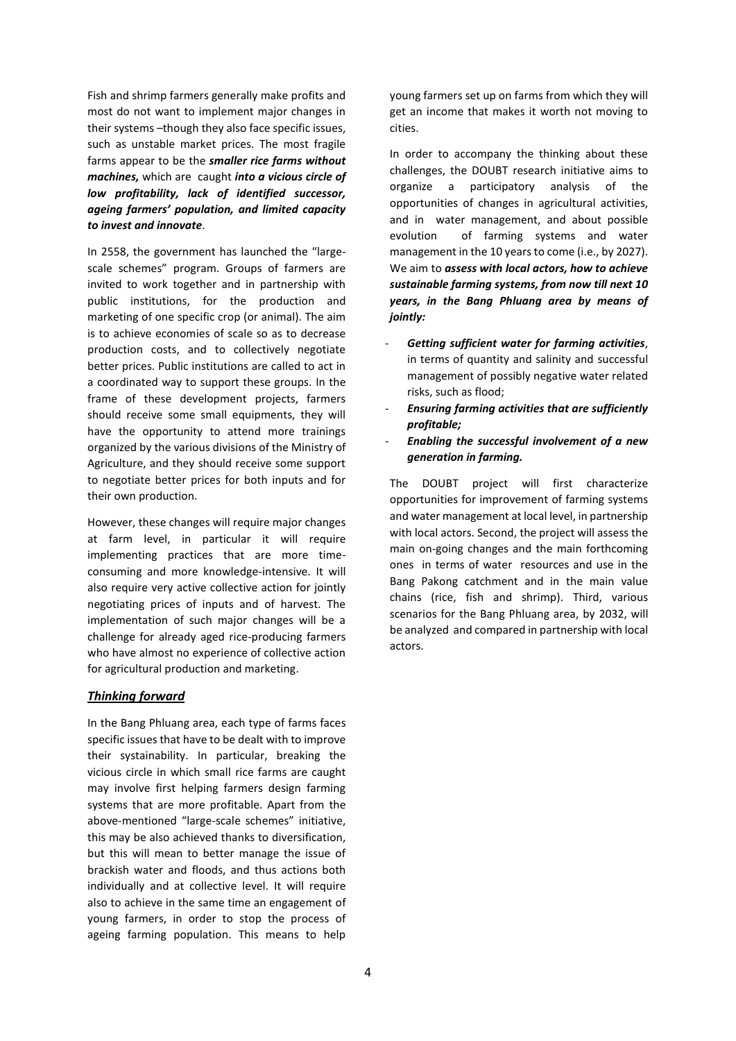Fish and shrimp farmers generally make profits and most do not want to implement major changes in their systems –though they also face specific issues, such as unstable market prices. The most fragile farms appear to be the ***smaller rice farms without machines,*** which are caught ***into a vicious circle of low profitability, lack of identified successor, ageing farmers' population, and limited capacity to invest and innovate***.

In 2558, the government has launched the "large-scale schemes" program. Groups of farmers are invited to work together and in partnership with public institutions, for the production and marketing of one specific crop (or animal). The aim is to achieve economies of scale so as to decrease production costs, and to collectively negotiate better prices. Public institutions are called to act in a coordinated way to support these groups. In the frame of these development projects, farmers should receive some small equipments, they will have the opportunity to attend more trainings organized by the various divisions of the Ministry of Agriculture, and they should receive some support to negotiate better prices for both inputs and for their own production.

However, these changes will require major changes at farm level, in particular it will require implementing practices that are more time-consuming and more knowledge-intensive. It will also require very active collective action for jointly negotiating prices of inputs and of harvest. The implementation of such major changes will be a challenge for already aged rice-producing farmers who have almost no experience of collective action for agricultural production and marketing.

## ***Thinking forward***

In the Bang Phluang area, each type of farms faces specific issues that have to be dealt with to improve their systainability. In particular, breaking the vicious circle in which small rice farms are caught may involve first helping farmers design farming systems that are more profitable. Apart from the above-mentioned "large-scale schemes" initiative, this may be also achieved thanks to diversification, but this will mean to better manage the issue of brackish water and floods, and thus actions both individually and at collective level. It will require also to achieve in the same time an engagement of young farmers, in order to stop the process of ageing farming population. This means to help young farmers set up on farms from which they will get an income that makes it worth not moving to cities.

In order to accompany the thinking about these challenges, the DOUBT research initiative aims to organize a participatory analysis of the opportunities of changes in agricultural activities, and in water management, and about possible evolution of farming systems and water management in the 10 years to come (i.e., by 2027). We aim to ***assess with local actors, how to achieve sustainable farming systems, from now till next 10 years, in the Bang Phluang area by means of jointly:***

- ***Getting sufficient water for farming activities***, in terms of quantity and salinity and successful management of possibly negative water related risks, such as flood;
- ***Ensuring farming activities that are sufficiently profitable;***
- ***Enabling the successful involvement of a new generation in farming.***

The DOUBT project will first characterize opportunities for improvement of farming systems and water management at local level, in partnership with local actors. Second, the project will assess the main on-going changes and the main forthcoming ones in terms of water resources and use in the Bang Pakong catchment and in the main value chains (rice, fish and shrimp). Third, various scenarios for the Bang Phluang area, by 2032, will be analyzed and compared in partnership with local actors.